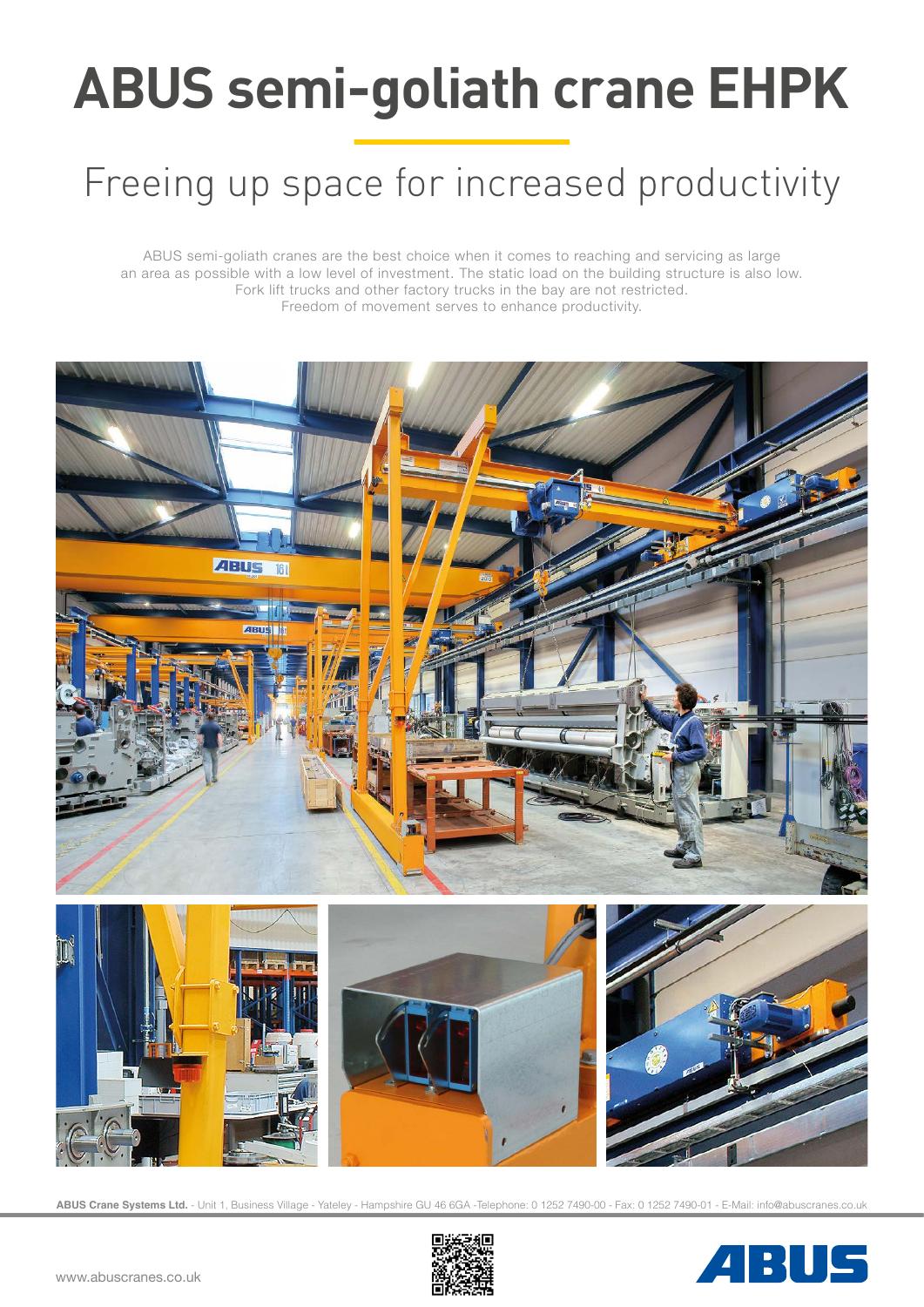# ABUS semi-goliath crane EHPK

## Freeing up space for increased productivity

ABUS semi-goliath cranes are the best choice when it comes to reaching and servicing as large an area as possible with a low level of investment. The static load on the building structure is also low. Fork lift trucks and other factory trucks in the bay are not restricted. Freedom of movement serves to enhance productivity.

**ABUS Crane Systems Ltd.** - Unit 1, Business Village - Yateley - Hampshire GU 46 6GA -Telephone: 0 1252 7490-00 - Fax: 0 1252 7490-01 - E-Mail: info@abuscranes.co.uk

www.abuscranes.co.uk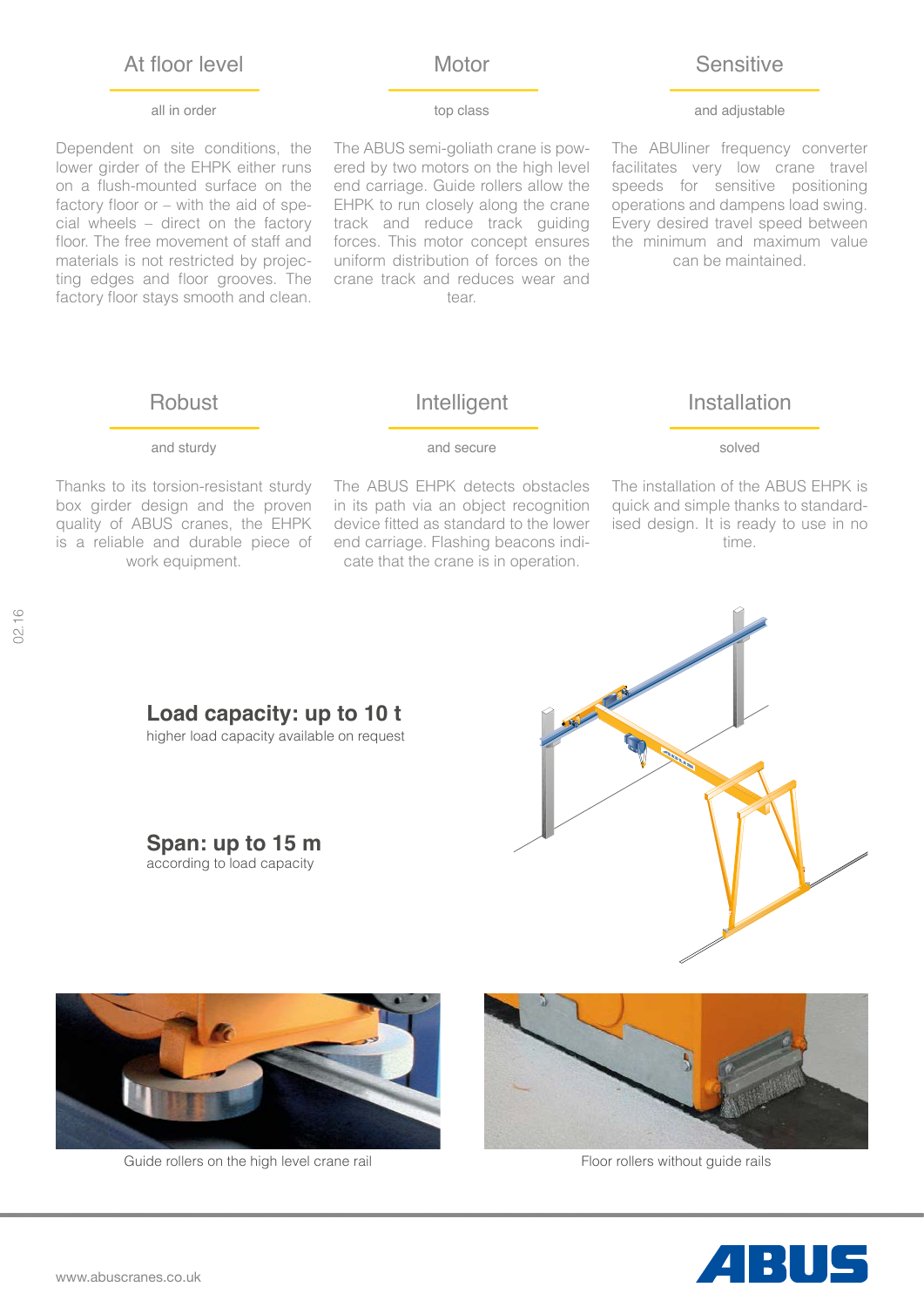## At floor level

all in order

Dependent on site conditions, the lower girder of the EHPK either runs on a flush-mounted surface on the factory floor or – with the aid of special wheels – direct on the factory floor. The free movement of staff and materials is not restricted by projecting edges and floor grooves. The factory floor stays smooth and clean.

## Motor

top class

The ABUS semi-goliath crane is powered by two motors on the high level end carriage. Guide rollers allow the EHPK to run closely along the crane track and reduce track guiding forces. This motor concept ensures uniform distribution of forces on the crane track and reduces wear and tear.

## Sensitive

and adjustable

The ABUliner frequency converter facilitates very low crane travel speeds for sensitive positioning operations and dampens load swing. Every desired travel speed between the minimum and maximum value can be maintained.

## Robust

and sturdy

Thanks to its torsion-resistant sturdy box girder design and the proven quality of ABUS cranes, the EHPK is a reliable and durable piece of work equipment.

## Intelligent

and secure

The ABUS EHPK detects obstacles in its path via an object recognition device fitted as standard to the lower end carriage. Flashing beacons indicate that the crane is in operation.

## Installation

solved

The installation of the ABUS EHPK is quick and simple thanks to standardised design. It is ready to use in no time.

**Load capacity: up to 10 t**
higher load capacity available on request

**Span: up to 15 m**
according to load capacity

Guide rollers on the high level crane rail

Floor rollers without guide rails

www.abuscranes.co.uk